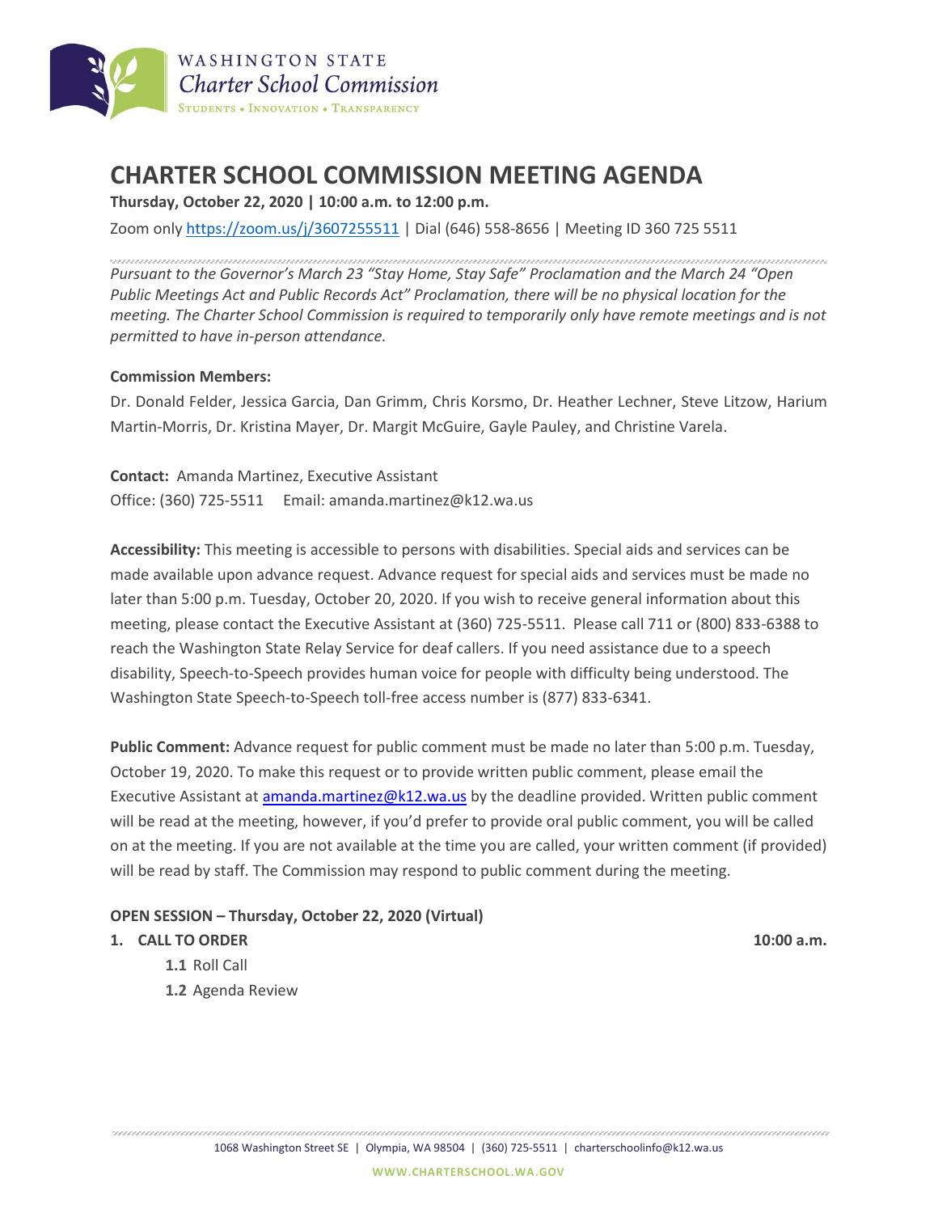WASHINGTON STATE
*Charter School Commission*
STUDENTS • INNOVATION • TRANSPARENCY

# CHARTER SCHOOL COMMISSION MEETING AGENDA

**Thursday, October 22, 2020 | 10:00 a.m. to 12:00 p.m.**

Zoom only https://zoom.us/j/3607255511 | Dial (646) 558-8656 | Meeting ID 360 725 5511

*Pursuant to the Governor's March 23 "Stay Home, Stay Safe" Proclamation and the March 24 "Open Public Meetings Act and Public Records Act" Proclamation, there will be no physical location for the meeting. The Charter School Commission is required to temporarily only have remote meetings and is not permitted to have in-person attendance.*

**Commission Members:**
Dr. Donald Felder, Jessica Garcia, Dan Grimm, Chris Korsmo, Dr. Heather Lechner, Steve Litzow, Harium Martin-Morris, Dr. Kristina Mayer, Dr. Margit McGuire, Gayle Pauley, and Christine Varela.

**Contact:** Amanda Martinez, Executive Assistant
Office: (360) 725-5511 Email: amanda.martinez@k12.wa.us

**Accessibility:** This meeting is accessible to persons with disabilities. Special aids and services can be made available upon advance request. Advance request for special aids and services must be made no later than 5:00 p.m. Tuesday, October 20, 2020. If you wish to receive general information about this meeting, please contact the Executive Assistant at (360) 725-5511. Please call 711 or (800) 833-6388 to reach the Washington State Relay Service for deaf callers. If you need assistance due to a speech disability, Speech-to-Speech provides human voice for people with difficulty being understood. The Washington State Speech-to-Speech toll-free access number is (877) 833-6341.

**Public Comment:** Advance request for public comment must be made no later than 5:00 p.m. Tuesday, October 19, 2020. To make this request or to provide written public comment, please email the Executive Assistant at amanda.martinez@k12.wa.us by the deadline provided. Written public comment will be read at the meeting, however, if you'd prefer to provide oral public comment, you will be called on at the meeting. If you are not available at the time you are called, your written comment (if provided) will be read by staff. The Commission may respond to public comment during the meeting.

**OPEN SESSION – Thursday, October 22, 2020 (Virtual)**

1. **CALL TO ORDER** **10:00 a.m.**
   - **1.1** Roll Call
   - **1.2** Agenda Review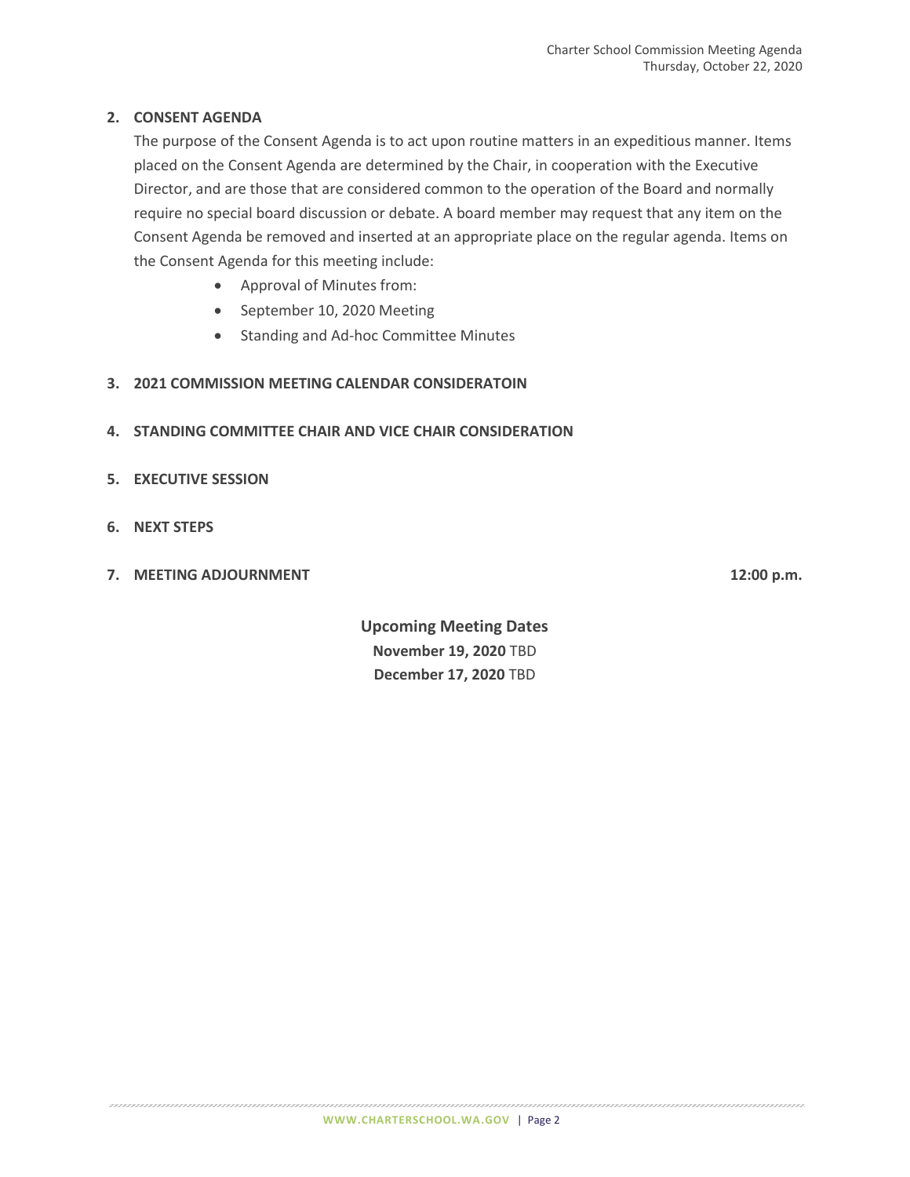2. **CONSENT AGENDA**

   The purpose of the Consent Agenda is to act upon routine matters in an expeditious manner. Items placed on the Consent Agenda are determined by the Chair, in cooperation with the Executive Director, and are those that are considered common to the operation of the Board and normally require no special board discussion or debate. A board member may request that any item on the Consent Agenda be removed and inserted at an appropriate place on the regular agenda. Items on the Consent Agenda for this meeting include:

   - Approval of Minutes from:
   - September 10, 2020 Meeting
   - Standing and Ad-hoc Committee Minutes

3. **2021 COMMISSION MEETING CALENDAR CONSIDERATOIN**

4. **STANDING COMMITTEE CHAIR AND VICE CHAIR CONSIDERATION**

5. **EXECUTIVE SESSION**

6. **NEXT STEPS**

7. **MEETING ADJOURNMENT** **12:00 p.m.**

**Upcoming Meeting Dates**

**November 19, 2020** TBD

**December 17, 2020** TBD